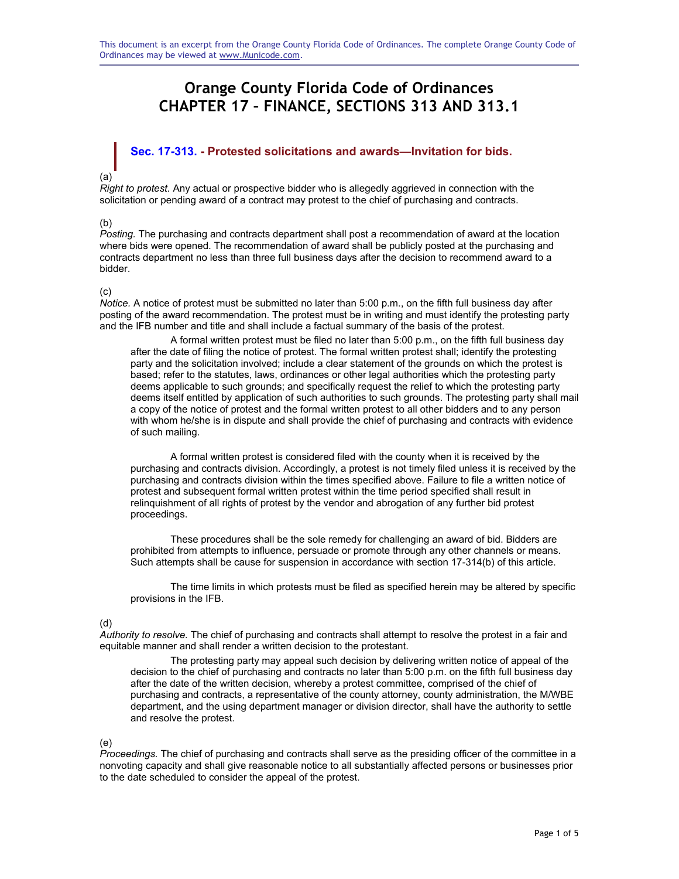This document is an excerpt from the Orange County Florida Code of Ordinances. The complete Orange County Code of Ordinances may be viewed at www.Municode.com.

# Orange County Florida Code of Ordinances
# CHAPTER 17 – FINANCE, SECTIONS 313 AND 313.1

## Sec. 17-313. - Protested solicitations and awards—Invitation for bids.

(a)

*Right to protest.* Any actual or prospective bidder who is allegedly aggrieved in connection with the solicitation or pending award of a contract may protest to the chief of purchasing and contracts.

(b)

*Posting.* The purchasing and contracts department shall post a recommendation of award at the location where bids were opened. The recommendation of award shall be publicly posted at the purchasing and contracts department no less than three full business days after the decision to recommend award to a bidder.

(c)

*Notice.* A notice of protest must be submitted no later than 5:00 p.m., on the fifth full business day after posting of the award recommendation. The protest must be in writing and must identify the protesting party and the IFB number and title and shall include a factual summary of the basis of the protest.

A formal written protest must be filed no later than 5:00 p.m., on the fifth full business day after the date of filing the notice of protest. The formal written protest shall; identify the protesting party and the solicitation involved; include a clear statement of the grounds on which the protest is based; refer to the statutes, laws, ordinances or other legal authorities which the protesting party deems applicable to such grounds; and specifically request the relief to which the protesting party deems itself entitled by application of such authorities to such grounds. The protesting party shall mail a copy of the notice of protest and the formal written protest to all other bidders and to any person with whom he/she is in dispute and shall provide the chief of purchasing and contracts with evidence of such mailing.

A formal written protest is considered filed with the county when it is received by the purchasing and contracts division. Accordingly, a protest is not timely filed unless it is received by the purchasing and contracts division within the times specified above. Failure to file a written notice of protest and subsequent formal written protest within the time period specified shall result in relinquishment of all rights of protest by the vendor and abrogation of any further bid protest proceedings.

These procedures shall be the sole remedy for challenging an award of bid. Bidders are prohibited from attempts to influence, persuade or promote through any other channels or means. Such attempts shall be cause for suspension in accordance with section 17-314(b) of this article.

The time limits in which protests must be filed as specified herein may be altered by specific provisions in the IFB.

(d)

*Authority to resolve.* The chief of purchasing and contracts shall attempt to resolve the protest in a fair and equitable manner and shall render a written decision to the protestant.

The protesting party may appeal such decision by delivering written notice of appeal of the decision to the chief of purchasing and contracts no later than 5:00 p.m. on the fifth full business day after the date of the written decision, whereby a protest committee, comprised of the chief of purchasing and contracts, a representative of the county attorney, county administration, the M/WBE department, and the using department manager or division director, shall have the authority to settle and resolve the protest.

(e)

*Proceedings.* The chief of purchasing and contracts shall serve as the presiding officer of the committee in a nonvoting capacity and shall give reasonable notice to all substantially affected persons or businesses prior to the date scheduled to consider the appeal of the protest.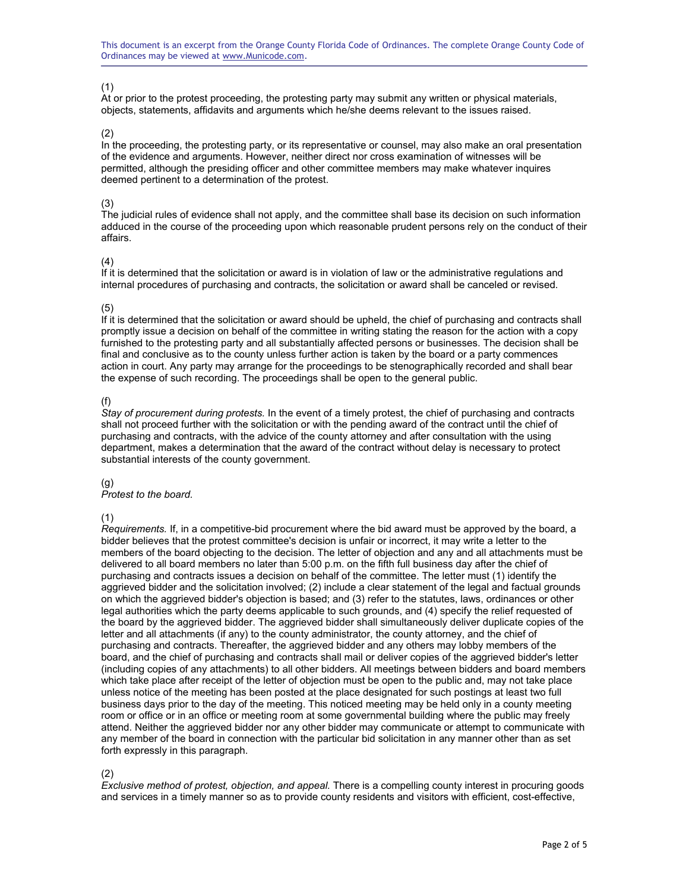(1)
At or prior to the protest proceeding, the protesting party may submit any written or physical materials, objects, statements, affidavits and arguments which he/she deems relevant to the issues raised.

(2)
In the proceeding, the protesting party, or its representative or counsel, may also make an oral presentation of the evidence and arguments. However, neither direct nor cross examination of witnesses will be permitted, although the presiding officer and other committee members may make whatever inquires deemed pertinent to a determination of the protest.

(3)
The judicial rules of evidence shall not apply, and the committee shall base its decision on such information adduced in the course of the proceeding upon which reasonable prudent persons rely on the conduct of their affairs.

(4)
If it is determined that the solicitation or award is in violation of law or the administrative regulations and internal procedures of purchasing and contracts, the solicitation or award shall be canceled or revised.

(5)
If it is determined that the solicitation or award should be upheld, the chief of purchasing and contracts shall promptly issue a decision on behalf of the committee in writing stating the reason for the action with a copy furnished to the protesting party and all substantially affected persons or businesses. The decision shall be final and conclusive as to the county unless further action is taken by the board or a party commences action in court. Any party may arrange for the proceedings to be stenographically recorded and shall bear the expense of such recording. The proceedings shall be open to the general public.

(f)
*Stay of procurement during protests.* In the event of a timely protest, the chief of purchasing and contracts shall not proceed further with the solicitation or with the pending award of the contract until the chief of purchasing and contracts, with the advice of the county attorney and after consultation with the using department, makes a determination that the award of the contract without delay is necessary to protect substantial interests of the county government.

(g)
*Protest to the board.*

(1)
*Requirements.* If, in a competitive-bid procurement where the bid award must be approved by the board, a bidder believes that the protest committee's decision is unfair or incorrect, it may write a letter to the members of the board objecting to the decision. The letter of objection and any and all attachments must be delivered to all board members no later than 5:00 p.m. on the fifth full business day after the chief of purchasing and contracts issues a decision on behalf of the committee. The letter must (1) identify the aggrieved bidder and the solicitation involved; (2) include a clear statement of the legal and factual grounds on which the aggrieved bidder's objection is based; and (3) refer to the statutes, laws, ordinances or other legal authorities which the party deems applicable to such grounds, and (4) specify the relief requested of the board by the aggrieved bidder. The aggrieved bidder shall simultaneously deliver duplicate copies of the letter and all attachments (if any) to the county administrator, the county attorney, and the chief of purchasing and contracts. Thereafter, the aggrieved bidder and any others may lobby members of the board, and the chief of purchasing and contracts shall mail or deliver copies of the aggrieved bidder's letter (including copies of any attachments) to all other bidders. All meetings between bidders and board members which take place after receipt of the letter of objection must be open to the public and, may not take place unless notice of the meeting has been posted at the place designated for such postings at least two full business days prior to the day of the meeting. This noticed meeting may be held only in a county meeting room or office or in an office or meeting room at some governmental building where the public may freely attend. Neither the aggrieved bidder nor any other bidder may communicate or attempt to communicate with any member of the board in connection with the particular bid solicitation in any manner other than as set forth expressly in this paragraph.

(2)
*Exclusive method of protest, objection, and appeal.* There is a compelling county interest in procuring goods and services in a timely manner so as to provide county residents and visitors with efficient, cost-effective,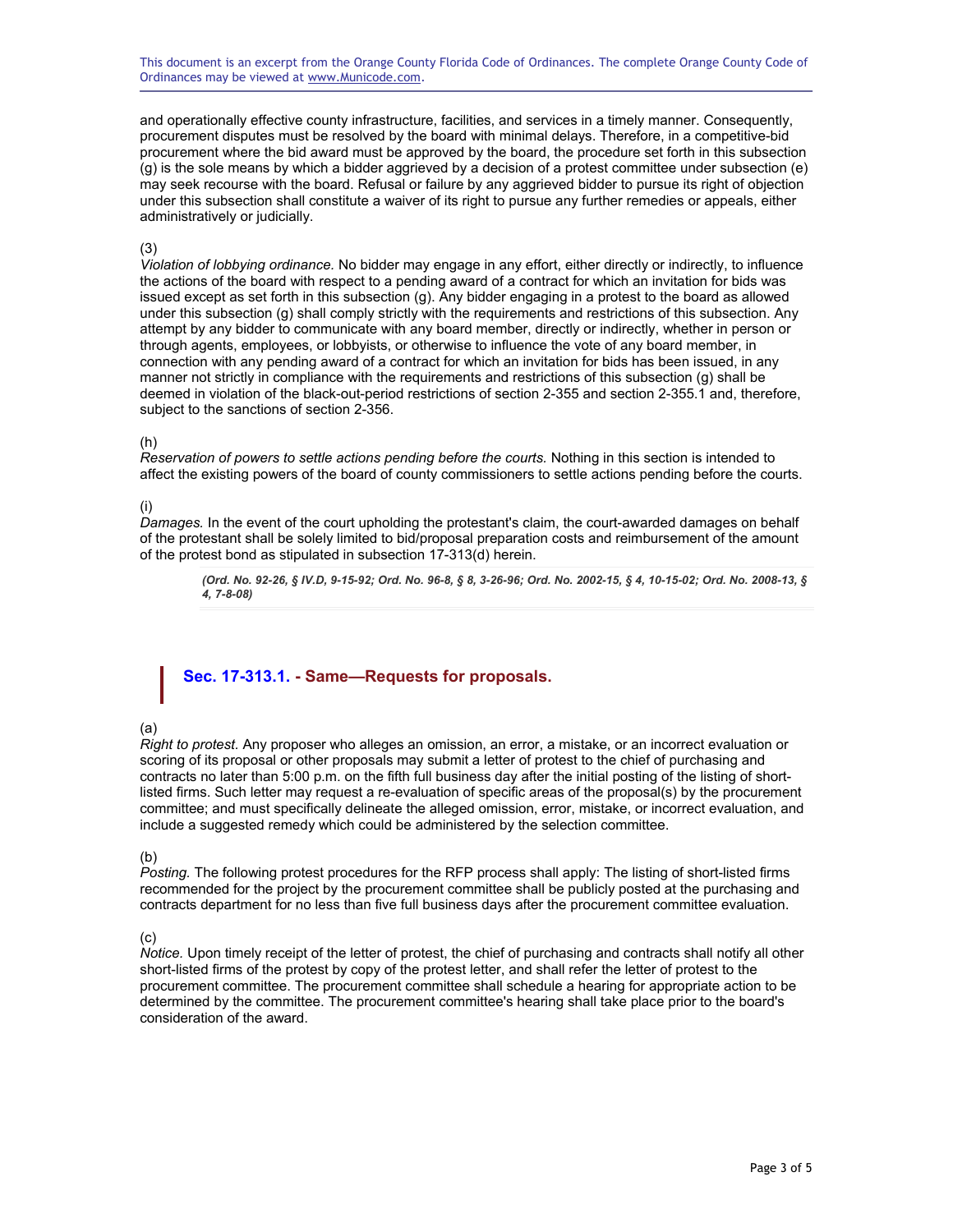and operationally effective county infrastructure, facilities, and services in a timely manner. Consequently, procurement disputes must be resolved by the board with minimal delays. Therefore, in a competitive-bid procurement where the bid award must be approved by the board, the procedure set forth in this subsection (g) is the sole means by which a bidder aggrieved by a decision of a protest committee under subsection (e) may seek recourse with the board. Refusal or failure by any aggrieved bidder to pursue its right of objection under this subsection shall constitute a waiver of its right to pursue any further remedies or appeals, either administratively or judicially.

(3)

*Violation of lobbying ordinance.* No bidder may engage in any effort, either directly or indirectly, to influence the actions of the board with respect to a pending award of a contract for which an invitation for bids was issued except as set forth in this subsection (g). Any bidder engaging in a protest to the board as allowed under this subsection (g) shall comply strictly with the requirements and restrictions of this subsection. Any attempt by any bidder to communicate with any board member, directly or indirectly, whether in person or through agents, employees, or lobbyists, or otherwise to influence the vote of any board member, in connection with any pending award of a contract for which an invitation for bids has been issued, in any manner not strictly in compliance with the requirements and restrictions of this subsection (g) shall be deemed in violation of the black-out-period restrictions of section 2-355 and section 2-355.1 and, therefore, subject to the sanctions of section 2-356.

(h)

*Reservation of powers to settle actions pending before the courts.* Nothing in this section is intended to affect the existing powers of the board of county commissioners to settle actions pending before the courts.

(i)

*Damages.* In the event of the court upholding the protestant's claim, the court-awarded damages on behalf of the protestant shall be solely limited to bid/proposal preparation costs and reimbursement of the amount of the protest bond as stipulated in subsection 17-313(d) herein.

***(Ord. No. 92-26, § IV.D, 9-15-92; Ord. No. 96-8, § 8, 3-26-96; Ord. No. 2002-15, § 4, 10-15-02; Ord. No. 2008-13, § 4, 7-8-08)***

## Sec. 17-313.1. - Same—Requests for proposals.

(a)

*Right to protest.* Any proposer who alleges an omission, an error, a mistake, or an incorrect evaluation or scoring of its proposal or other proposals may submit a letter of protest to the chief of purchasing and contracts no later than 5:00 p.m. on the fifth full business day after the initial posting of the listing of short-listed firms. Such letter may request a re-evaluation of specific areas of the proposal(s) by the procurement committee; and must specifically delineate the alleged omission, error, mistake, or incorrect evaluation, and include a suggested remedy which could be administered by the selection committee.

(b)

*Posting.* The following protest procedures for the RFP process shall apply: The listing of short-listed firms recommended for the project by the procurement committee shall be publicly posted at the purchasing and contracts department for no less than five full business days after the procurement committee evaluation.

(c)

*Notice.* Upon timely receipt of the letter of protest, the chief of purchasing and contracts shall notify all other short-listed firms of the protest by copy of the protest letter, and shall refer the letter of protest to the procurement committee. The procurement committee shall schedule a hearing for appropriate action to be determined by the committee. The procurement committee's hearing shall take place prior to the board's consideration of the award.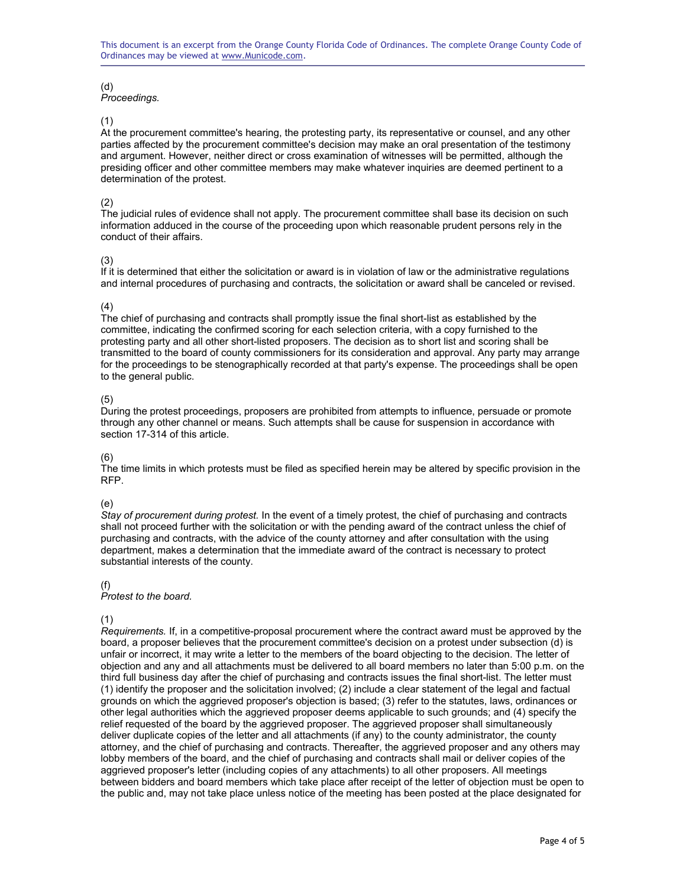(d)
*Proceedings.*

(1)
At the procurement committee's hearing, the protesting party, its representative or counsel, and any other parties affected by the procurement committee's decision may make an oral presentation of the testimony and argument. However, neither direct or cross examination of witnesses will be permitted, although the presiding officer and other committee members may make whatever inquiries are deemed pertinent to a determination of the protest.

(2)
The judicial rules of evidence shall not apply. The procurement committee shall base its decision on such information adduced in the course of the proceeding upon which reasonable prudent persons rely in the conduct of their affairs.

(3)
If it is determined that either the solicitation or award is in violation of law or the administrative regulations and internal procedures of purchasing and contracts, the solicitation or award shall be canceled or revised.

(4)
The chief of purchasing and contracts shall promptly issue the final short-list as established by the committee, indicating the confirmed scoring for each selection criteria, with a copy furnished to the protesting party and all other short-listed proposers. The decision as to short list and scoring shall be transmitted to the board of county commissioners for its consideration and approval. Any party may arrange for the proceedings to be stenographically recorded at that party's expense. The proceedings shall be open to the general public.

(5)
During the protest proceedings, proposers are prohibited from attempts to influence, persuade or promote through any other channel or means. Such attempts shall be cause for suspension in accordance with section 17-314 of this article.

(6)
The time limits in which protests must be filed as specified herein may be altered by specific provision in the RFP.

(e)
*Stay of procurement during protest.* In the event of a timely protest, the chief of purchasing and contracts shall not proceed further with the solicitation or with the pending award of the contract unless the chief of purchasing and contracts, with the advice of the county attorney and after consultation with the using department, makes a determination that the immediate award of the contract is necessary to protect substantial interests of the county.

(f)
*Protest to the board.*

(1)
*Requirements.* If, in a competitive-proposal procurement where the contract award must be approved by the board, a proposer believes that the procurement committee's decision on a protest under subsection (d) is unfair or incorrect, it may write a letter to the members of the board objecting to the decision. The letter of objection and any and all attachments must be delivered to all board members no later than 5:00 p.m. on the third full business day after the chief of purchasing and contracts issues the final short-list. The letter must (1) identify the proposer and the solicitation involved; (2) include a clear statement of the legal and factual grounds on which the aggrieved proposer's objection is based; (3) refer to the statutes, laws, ordinances or other legal authorities which the aggrieved proposer deems applicable to such grounds; and (4) specify the relief requested of the board by the aggrieved proposer. The aggrieved proposer shall simultaneously deliver duplicate copies of the letter and all attachments (if any) to the county administrator, the county attorney, and the chief of purchasing and contracts. Thereafter, the aggrieved proposer and any others may lobby members of the board, and the chief of purchasing and contracts shall mail or deliver copies of the aggrieved proposer's letter (including copies of any attachments) to all other proposers. All meetings between bidders and board members which take place after receipt of the letter of objection must be open to the public and, may not take place unless notice of the meeting has been posted at the place designated for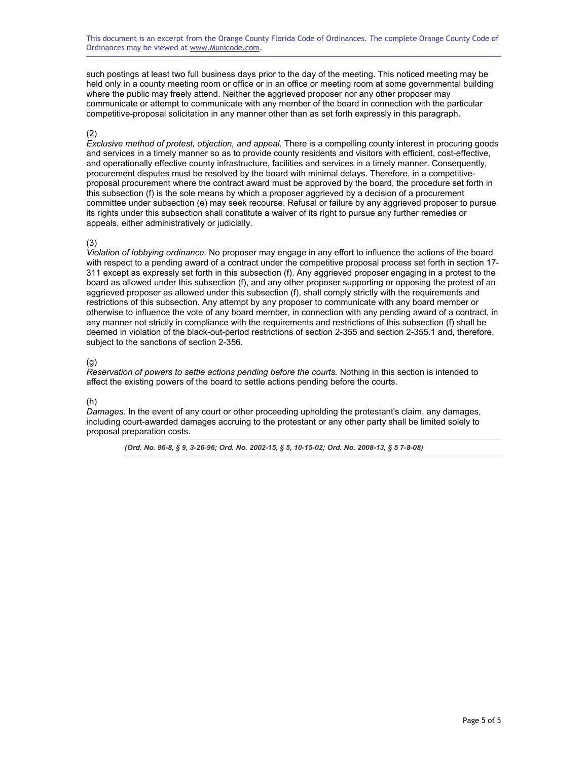such postings at least two full business days prior to the day of the meeting. This noticed meeting may be held only in a county meeting room or office or in an office or meeting room at some governmental building where the public may freely attend. Neither the aggrieved proposer nor any other proposer may communicate or attempt to communicate with any member of the board in connection with the particular competitive-proposal solicitation in any manner other than as set forth expressly in this paragraph.

(2)

*Exclusive method of protest, objection, and appeal.* There is a compelling county interest in procuring goods and services in a timely manner so as to provide county residents and visitors with efficient, cost-effective, and operationally effective county infrastructure, facilities and services in a timely manner. Consequently, procurement disputes must be resolved by the board with minimal delays. Therefore, in a competitive-proposal procurement where the contract award must be approved by the board, the procedure set forth in this subsection (f) is the sole means by which a proposer aggrieved by a decision of a procurement committee under subsection (e) may seek recourse. Refusal or failure by any aggrieved proposer to pursue its rights under this subsection shall constitute a waiver of its right to pursue any further remedies or appeals, either administratively or judicially.

(3)

*Violation of lobbying ordinance.* No proposer may engage in any effort to influence the actions of the board with respect to a pending award of a contract under the competitive proposal process set forth in section 17-311 except as expressly set forth in this subsection (f). Any aggrieved proposer engaging in a protest to the board as allowed under this subsection (f), and any other proposer supporting or opposing the protest of an aggrieved proposer as allowed under this subsection (f), shall comply strictly with the requirements and restrictions of this subsection. Any attempt by any proposer to communicate with any board member or otherwise to influence the vote of any board member, in connection with any pending award of a contract, in any manner not strictly in compliance with the requirements and restrictions of this subsection (f) shall be deemed in violation of the black-out-period restrictions of section 2-355 and section 2-355.1 and, therefore, subject to the sanctions of section 2-356.

(g)

*Reservation of powers to settle actions pending before the courts.* Nothing in this section is intended to affect the existing powers of the board to settle actions pending before the courts.

(h)

*Damages.* In the event of any court or other proceeding upholding the protestant's claim, any damages, including court-awarded damages accruing to the protestant or any other party shall be limited solely to proposal preparation costs.

*(Ord. No. 96-8, § 9, 3-26-96; Ord. No. 2002-15, § 5, 10-15-02; Ord. No. 2008-13, § 5 7-8-08)*